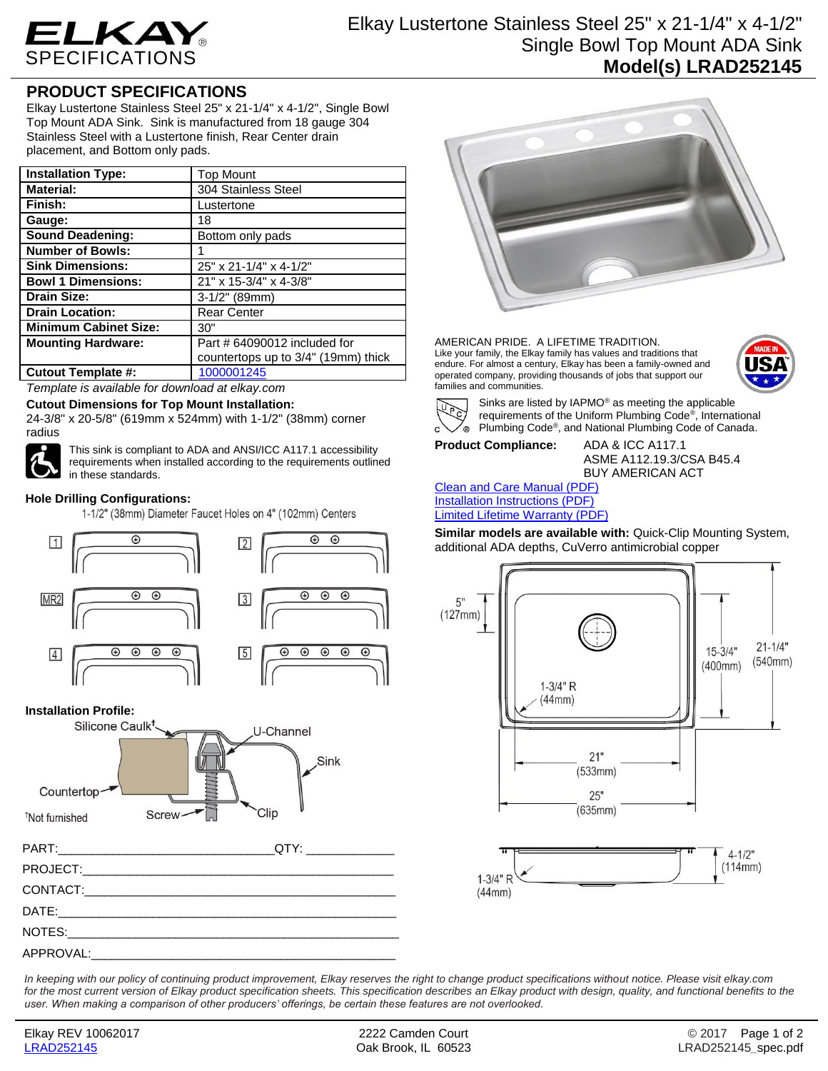# ELKAY SPECIFICATIONS

## Elkay Lustertone Stainless Steel 25" x 21-1/4" x 4-1/2" Single Bowl Top Mount ADA Sink
### Model(s) LRAD252145

## PRODUCT SPECIFICATIONS

Elkay Lustertone Stainless Steel 25" x 21-1/4" x 4-1/2", Single Bowl Top Mount ADA Sink. Sink is manufactured from 18 gauge 304 Stainless Steel with a Lustertone finish, Rear Center drain placement, and Bottom only pads.

| | |
|---|---|
| **Installation Type:** | Top Mount |
| **Material:** | 304 Stainless Steel |
| **Finish:** | Lustertone |
| **Gauge:** | 18 |
| **Sound Deadening:** | Bottom only pads |
| **Number of Bowls:** | 1 |
| **Sink Dimensions:** | 25" x 21-1/4" x 4-1/2" |
| **Bowl 1 Dimensions:** | 21" x 15-3/4" x 4-3/8" |
| **Drain Size:** | 3-1/2" (89mm) |
| **Drain Location:** | Rear Center |
| **Minimum Cabinet Size:** | 30" |
| **Mounting Hardware:** | Part # 64090012 included for countertops up to 3/4" (19mm) thick |
| **Cutout Template #:** | 1000001245 |

*Template is available for download at elkay.com*

**Cutout Dimensions for Top Mount Installation:**
24-3/8" x 20-5/8" (619mm x 524mm) with 1-1/2" (38mm) corner radius

This sink is compliant to ADA and ANSI/ICC A117.1 accessibility requirements when installed according to the requirements outlined in these standards.

**Hole Drilling Configurations:**
1-1/2" (38mm) Diameter Faucet Holes on 4" (102mm) Centers

1, 2, MR2, 3, 4, 5

**Installation Profile:**
Silicone Caulk†, U-Channel, Sink, Countertop, Screw, Clip

†Not furnished

PART:______________________________QTY: ____________

PROJECT:_____________________________________________

CONTACT:_____________________________________________

DATE:________________________________________________

NOTES:_______________________________________________

APPROVAL:____________________________________________

AMERICAN PRIDE. A LIFETIME TRADITION.
Like your family, the Elkay family has values and traditions that endure. For almost a century, Elkay has been a family-owned and operated company, providing thousands of jobs that support our families and communities.

Sinks are listed by IAPMO® as meeting the applicable requirements of the Uniform Plumbing Code®, International Plumbing Code®, and National Plumbing Code of Canada.

**Product Compliance:** ADA & ICC A117.1
ASME A112.19.3/CSA B45.4
BUY AMERICAN ACT

Clean and Care Manual (PDF)
Installation Instructions (PDF)
Limited Lifetime Warranty (PDF)

**Similar models are available with:** Quick-Clip Mounting System, additional ADA depths, CuVerro antimicrobial copper

5" (127mm)
15-3/4" (400mm)
21-1/4" (540mm)
1-3/4" R (44mm)
21" (533mm)
25" (635mm)
4-1/2" (114mm)
1-3/4" R (44mm)

*In keeping with our policy of continuing product improvement, Elkay reserves the right to change product specifications without notice. Please visit elkay.com for the most current version of Elkay product specification sheets. This specification describes an Elkay product with design, quality, and functional benefits to the user. When making a comparison of other producers' offerings, be certain these features are not overlooked.*

Elkay REV 10062017
LRAD252145

2222 Camden Court
Oak Brook, IL 60523

© 2017
LRAD252145_spec.pdf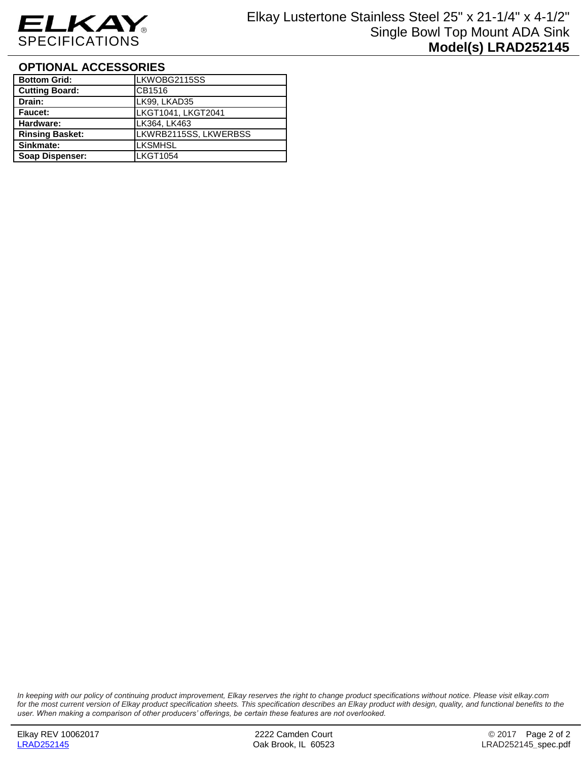## OPTIONAL ACCESSORIES

| | |
|---|---|
| **Bottom Grid:** | LKWOBG2115SS |
| **Cutting Board:** | CB1516 |
| **Drain:** | LK99, LKAD35 |
| **Faucet:** | LKGT1041, LKGT2041 |
| **Hardware:** | LK364, LK463 |
| **Rinsing Basket:** | LKWRB2115SS, LKWERBSS |
| **Sinkmate:** | LKSMHSL |
| **Soap Dispenser:** | LKGT1054 |

*In keeping with our policy of continuing product improvement, Elkay reserves the right to change product specifications without notice. Please visit elkay.com for the most current version of Elkay product specification sheets. This specification describes an Elkay product with design, quality, and functional benefits to the user. When making a comparison of other producers' offerings, be certain these features are not overlooked.*

Elkay REV 10062017
LRAD252145

2222 Camden Court
Oak Brook, IL 60523

© 2017
LRAD252145_spec.pdf